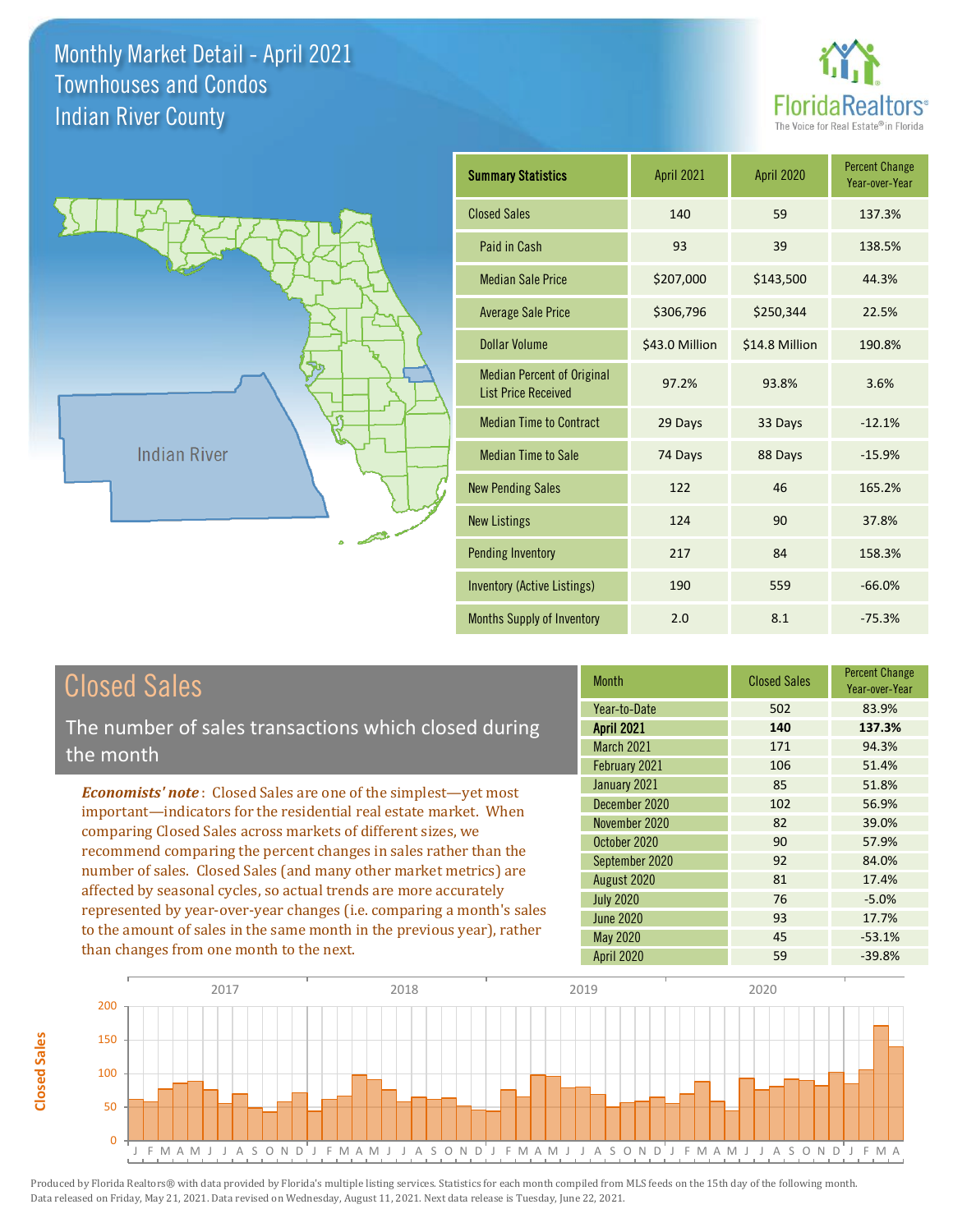# Monthly Market Detail - April 2021
## Townhouses and Condos
## Indian River County

FloridaRealtors®
The Voice for Real Estate® in Florida

Indian River

| Summary Statistics | April 2021 | April 2020 | Percent Change Year-over-Year |
|---|---|---|---|
| Closed Sales | 140 | 59 | 137.3% |
| Paid in Cash | 93 | 39 | 138.5% |
| Median Sale Price | $207,000 | $143,500 | 44.3% |
| Average Sale Price | $306,796 | $250,344 | 22.5% |
| Dollar Volume | $43.0 Million | $14.8 Million | 190.8% |
| Median Percent of Original List Price Received | 97.2% | 93.8% | 3.6% |
| Median Time to Contract | 29 Days | 33 Days | -12.1% |
| Median Time to Sale | 74 Days | 88 Days | -15.9% |
| New Pending Sales | 122 | 46 | 165.2% |
| New Listings | 124 | 90 | 37.8% |
| Pending Inventory | 217 | 84 | 158.3% |
| Inventory (Active Listings) | 190 | 559 | -66.0% |
| Months Supply of Inventory | 2.0 | 8.1 | -75.3% |

## Closed Sales

The number of sales transactions which closed during the month

*Economists' note*: Closed Sales are one of the simplest—yet most important—indicators for the residential real estate market. When comparing Closed Sales across markets of different sizes, we recommend comparing the percent changes in sales rather than the number of sales. Closed Sales (and many other market metrics) are affected by seasonal cycles, so actual trends are more accurately represented by year-over-year changes (i.e. comparing a month's sales to the amount of sales in the same month in the previous year), rather than changes from one month to the next.

| Month | Closed Sales | Percent Change Year-over-Year |
|---|---|---|
| Year-to-Date | 502 | 83.9% |
| **April 2021** | **140** | **137.3%** |
| March 2021 | 171 | 94.3% |
| February 2021 | 106 | 51.4% |
| January 2021 | 85 | 51.8% |
| December 2020 | 102 | 56.9% |
| November 2020 | 82 | 39.0% |
| October 2020 | 90 | 57.9% |
| September 2020 | 92 | 84.0% |
| August 2020 | 81 | 17.4% |
| July 2020 | 76 | -5.0% |
| June 2020 | 93 | 17.7% |
| May 2020 | 45 | -53.1% |
| April 2020 | 59 | -39.8% |

Closed Sales

2017 2018 2019 2020

200
150
100
50
0

J F M A M J J A S O N D J F M A M J J A S O N D J F M A M J J A S O N D J F M A M J J A S O N D J F M A

Produced by Florida Realtors® with data provided by Florida's multiple listing services. Statistics for each month compiled from MLS feeds on the 15th day of the following month. Data released on Friday, May 21, 2021. Data revised on Wednesday, August 11, 2021. Next data release is Tuesday, June 22, 2021.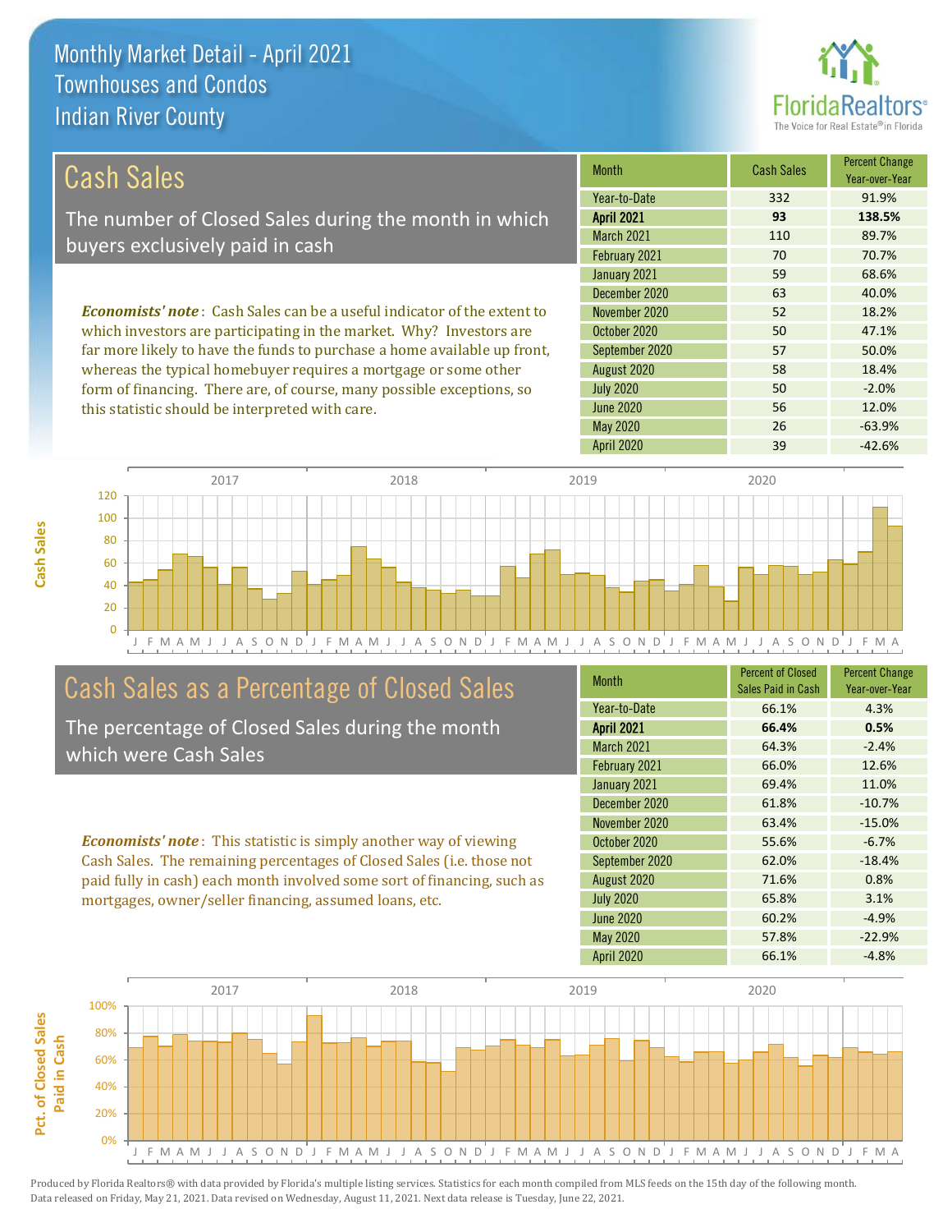# Monthly Market Detail - April 2021
## Townhouses and Condos
## Indian River County

FloridaRealtors® The Voice for Real Estate® in Florida

## Cash Sales

The number of Closed Sales during the month in which buyers exclusively paid in cash

***Economists' note***: Cash Sales can be a useful indicator of the extent to which investors are participating in the market. Why? Investors are far more likely to have the funds to purchase a home available up front, whereas the typical homebuyer requires a mortgage or some other form of financing. There are, of course, many possible exceptions, so this statistic should be interpreted with care.

| Month | Cash Sales | Percent Change Year-over-Year |
|---|---|---|
| Year-to-Date | 332 | 91.9% |
| **April 2021** | **93** | **138.5%** |
| March 2021 | 110 | 89.7% |
| February 2021 | 70 | 70.7% |
| January 2021 | 59 | 68.6% |
| December 2020 | 63 | 40.0% |
| November 2020 | 52 | 18.2% |
| October 2020 | 50 | 47.1% |
| September 2020 | 57 | 50.0% |
| August 2020 | 58 | 18.4% |
| July 2020 | 50 | -2.0% |
| June 2020 | 56 | 12.0% |
| May 2020 | 26 | -63.9% |
| April 2020 | 39 | -42.6% |

Cash Sales

2017 2018 2019 2020

120
100
80
60
40
20
0

J F M A M J J A S O N D J F M A M J J A S O N D J F M A M J J A S O N D J F M A M J J A S O N D J F M A

## Cash Sales as a Percentage of Closed Sales

The percentage of Closed Sales during the month which were Cash Sales

***Economists' note***: This statistic is simply another way of viewing Cash Sales. The remaining percentages of Closed Sales (i.e. those not paid fully in cash) each month involved some sort of financing, such as mortgages, owner/seller financing, assumed loans, etc.

| Month | Percent of Closed Sales Paid in Cash | Percent Change Year-over-Year |
|---|---|---|
| Year-to-Date | 66.1% | 4.3% |
| **April 2021** | **66.4%** | **0.5%** |
| March 2021 | 64.3% | -2.4% |
| February 2021 | 66.0% | 12.6% |
| January 2021 | 69.4% | 11.0% |
| December 2020 | 61.8% | -10.7% |
| November 2020 | 63.4% | -15.0% |
| October 2020 | 55.6% | -6.7% |
| September 2020 | 62.0% | -18.4% |
| August 2020 | 71.6% | 0.8% |
| July 2020 | 65.8% | 3.1% |
| June 2020 | 60.2% | -4.9% |
| May 2020 | 57.8% | -22.9% |
| April 2020 | 66.1% | -4.8% |

Pct. of Closed Sales Paid in Cash

2017 2018 2019 2020

100%
80%
60%
40%
20%
0%

J F M A M J J A S O N D J F M A M J J A S O N D J F M A M J J A S O N D J F M A M J J A S O N D J F M A

Produced by Florida Realtors® with data provided by Florida's multiple listing services. Statistics for each month compiled from MLS feeds on the 15th day of the following month. Data released on Friday, May 21, 2021. Data revised on Wednesday, August 11, 2021. Next data release is Tuesday, June 22, 2021.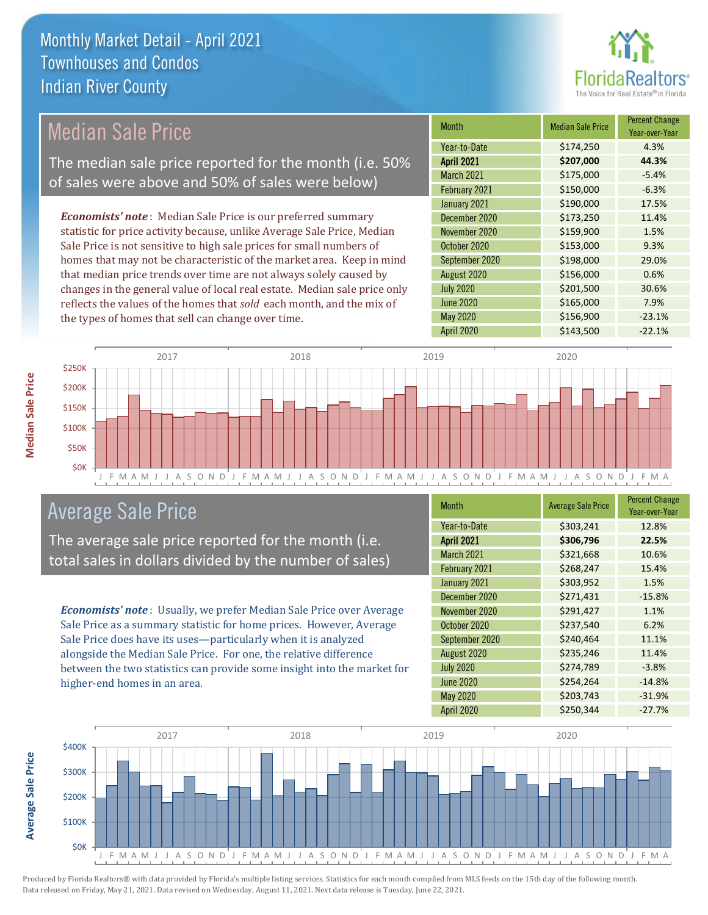# Monthly Market Detail - April 2021
## Townhouses and Condos
## Indian River County

FloridaRealtors®
The Voice for Real Estate® in Florida

## Median Sale Price

The median sale price reported for the month (i.e. 50% of sales were above and 50% of sales were below)

*Economists' note*: Median Sale Price is our preferred summary statistic for price activity because, unlike Average Sale Price, Median Sale Price is not sensitive to high sale prices for small numbers of homes that may not be characteristic of the market area. Keep in mind that median price trends over time are not always solely caused by changes in the general value of local real estate. Median sale price only reflects the values of the homes that *sold* each month, and the mix of the types of homes that sell can change over time.

| Month | Median Sale Price | Percent Change Year-over-Year |
|---|---|---|
| Year-to-Date | $174,250 | 4.3% |
| **April 2021** | **$207,000** | **44.3%** |
| March 2021 | $175,000 | -5.4% |
| February 2021 | $150,000 | -6.3% |
| January 2021 | $190,000 | 17.5% |
| December 2020 | $173,250 | 11.4% |
| November 2020 | $159,900 | 1.5% |
| October 2020 | $153,000 | 9.3% |
| September 2020 | $198,000 | 29.0% |
| August 2020 | $156,000 | 0.6% |
| July 2020 | $201,500 | 30.6% |
| June 2020 | $165,000 | 7.9% |
| May 2020 | $156,900 | -23.1% |
| April 2020 | $143,500 | -22.1% |

Median Sale Price

2017 2018 2019 2020

$250K $200K $150K $100K $50K $0K

J F M A M J J A S O N D J F M A M J J A S O N D J F M A M J J A S O N D J F M A M J J A S O N D J F M A

## Average Sale Price

The average sale price reported for the month (i.e. total sales in dollars divided by the number of sales)

*Economists' note*: Usually, we prefer Median Sale Price over Average Sale Price as a summary statistic for home prices. However, Average Sale Price does have its uses—particularly when it is analyzed alongside the Median Sale Price. For one, the relative difference between the two statistics can provide some insight into the market for higher-end homes in an area.

| Month | Average Sale Price | Percent Change Year-over-Year |
|---|---|---|
| Year-to-Date | $303,241 | 12.8% |
| **April 2021** | **$306,796** | **22.5%** |
| March 2021 | $321,668 | 10.6% |
| February 2021 | $268,247 | 15.4% |
| January 2021 | $303,952 | 1.5% |
| December 2020 | $271,431 | -15.8% |
| November 2020 | $291,427 | 1.1% |
| October 2020 | $237,540 | 6.2% |
| September 2020 | $240,464 | 11.1% |
| August 2020 | $235,246 | 11.4% |
| July 2020 | $274,789 | -3.8% |
| June 2020 | $254,264 | -14.8% |
| May 2020 | $203,743 | -31.9% |
| April 2020 | $250,344 | -27.7% |

Average Sale Price

2017 2018 2019 2020

$400K $300K $200K $100K $0K

J F M A M J J A S O N D J F M A M J J A S O N D J F M A M J J A S O N D J F M A M J J A S O N D J F M A

Produced by Florida Realtors® with data provided by Florida's multiple listing services. Statistics for each month compiled from MLS feeds on the 15th day of the following month. Data released on Friday, May 21, 2021. Data revised on Wednesday, August 11, 2021. Next data release is Tuesday, June 22, 2021.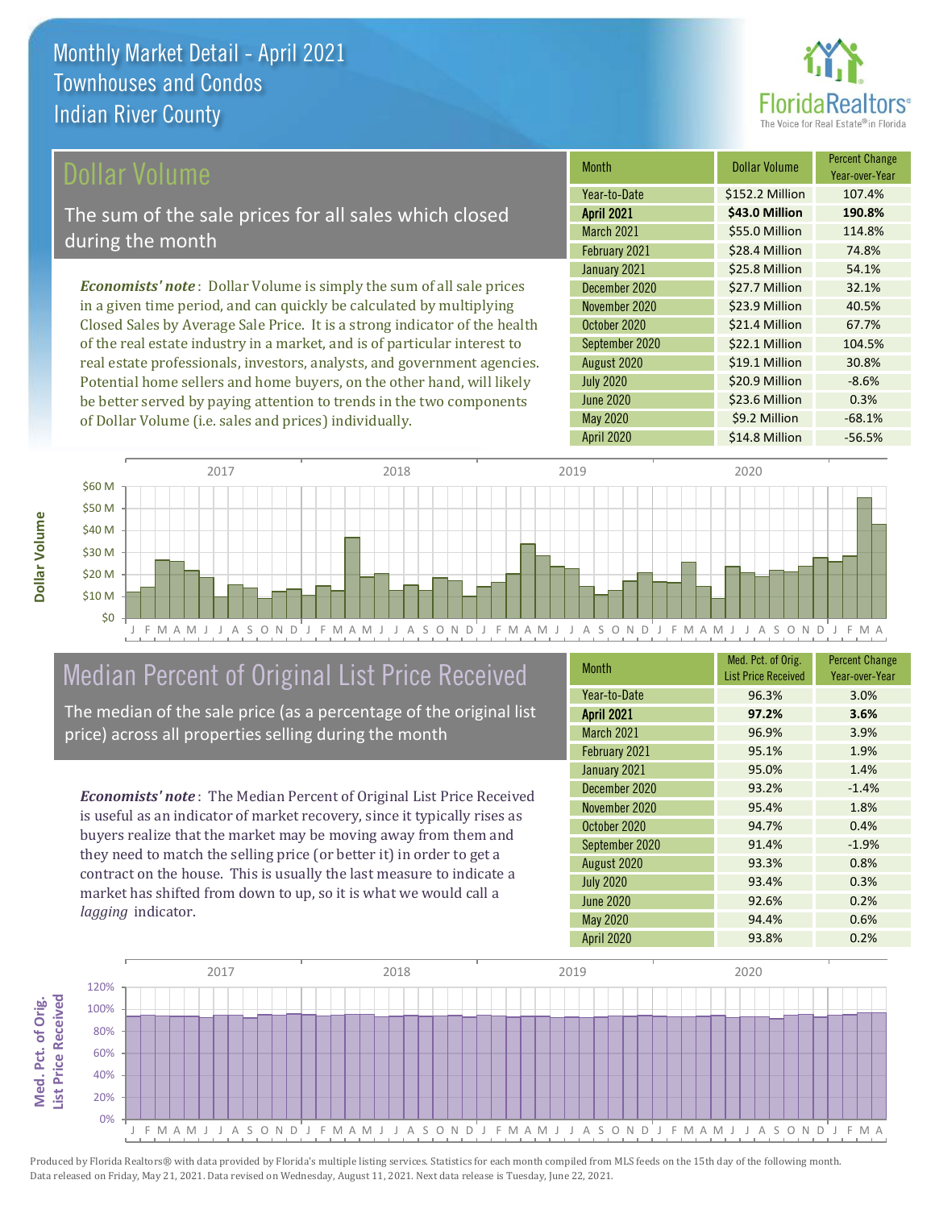# Monthly Market Detail - April 2021
## Townhouses and Condos
## Indian River County

FloridaRealtors® The Voice for Real Estate® in Florida

## Dollar Volume

The sum of the sale prices for all sales which closed during the month

*Economists' note*: Dollar Volume is simply the sum of all sale prices in a given time period, and can quickly be calculated by multiplying Closed Sales by Average Sale Price. It is a strong indicator of the health of the real estate industry in a market, and is of particular interest to real estate professionals, investors, analysts, and government agencies. Potential home sellers and home buyers, on the other hand, will likely be better served by paying attention to trends in the two components of Dollar Volume (i.e. sales and prices) individually.

| Month | Dollar Volume | Percent Change Year-over-Year |
|---|---|---|
| Year-to-Date | $152.2 Million | 107.4% |
| **April 2021** | **$43.0 Million** | **190.8%** |
| March 2021 | $55.0 Million | 114.8% |
| February 2021 | $28.4 Million | 74.8% |
| January 2021 | $25.8 Million | 54.1% |
| December 2020 | $27.7 Million | 32.1% |
| November 2020 | $23.9 Million | 40.5% |
| October 2020 | $21.4 Million | 67.7% |
| September 2020 | $22.1 Million | 104.5% |
| August 2020 | $19.1 Million | 30.8% |
| July 2020 | $20.9 Million | -8.6% |
| June 2020 | $23.6 Million | 0.3% |
| May 2020 | $9.2 Million | -68.1% |
| April 2020 | $14.8 Million | -56.5% |

Dollar Volume

2017 2018 2019 2020

$60 M
$50 M
$40 M
$30 M
$20 M
$10 M
$0

J F M A M J J A S O N D J F M A M J J A S O N D J F M A M J J A S O N D J F M A M J J A S O N D J F M A

## Median Percent of Original List Price Received

The median of the sale price (as a percentage of the original list price) across all properties selling during the month

*Economists' note*: The Median Percent of Original List Price Received is useful as an indicator of market recovery, since it typically rises as buyers realize that the market may be moving away from them and they need to match the selling price (or better it) in order to get a contract on the house. This is usually the last measure to indicate a market has shifted from down to up, so it is what we would call a *lagging* indicator.

| Month | Med. Pct. of Orig. List Price Received | Percent Change Year-over-Year |
|---|---|---|
| Year-to-Date | 96.3% | 3.0% |
| **April 2021** | **97.2%** | **3.6%** |
| March 2021 | 96.9% | 3.9% |
| February 2021 | 95.1% | 1.9% |
| January 2021 | 95.0% | 1.4% |
| December 2020 | 93.2% | -1.4% |
| November 2020 | 95.4% | 1.8% |
| October 2020 | 94.7% | 0.4% |
| September 2020 | 91.4% | -1.9% |
| August 2020 | 93.3% | 0.8% |
| July 2020 | 93.4% | 0.3% |
| June 2020 | 92.6% | 0.2% |
| May 2020 | 94.4% | 0.6% |
| April 2020 | 93.8% | 0.2% |

Med. Pct. of Orig. List Price Received

2017 2018 2019 2020

120%
100%
80%
60%
40%
20%
0%

J F M A M J J A S O N D J F M A M J J A S O N D J F M A M J J A S O N D J F M A M J J A S O N D J F M A

Produced by Florida Realtors® with data provided by Florida's multiple listing services. Statistics for each month compiled from MLS feeds on the 15th day of the following month. Data released on Friday, May 21, 2021. Data revised on Wednesday, August 11, 2021. Next data release is Tuesday, June 22, 2021.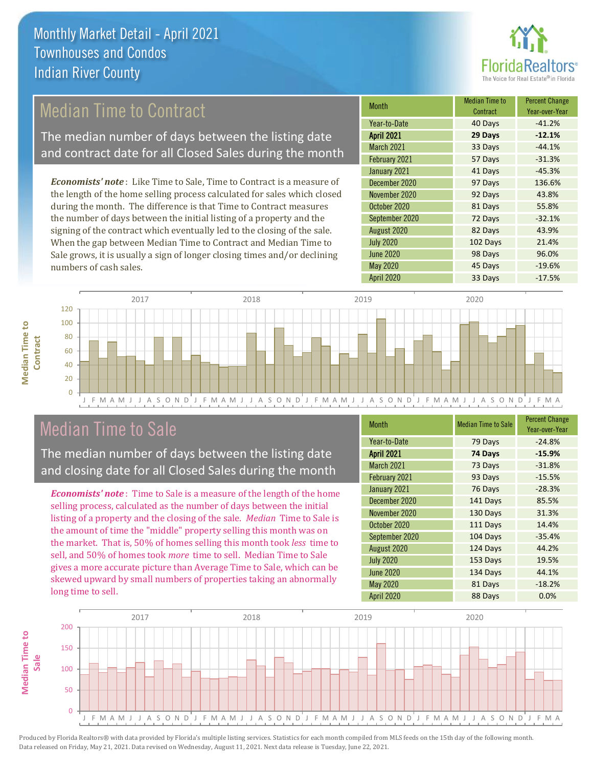# Monthly Market Detail - April 2021
## Townhouses and Condos
## Indian River County

FloridaRealtors® The Voice for Real Estate® in Florida

## Median Time to Contract

The median number of days between the listing date and contract date for all Closed Sales during the month

*Economists' note*: Like Time to Sale, Time to Contract is a measure of the length of the home selling process calculated for sales which closed during the month. The difference is that Time to Contract measures the number of days between the initial listing of a property and the signing of the contract which eventually led to the closing of the sale. When the gap between Median Time to Contract and Median Time to Sale grows, it is usually a sign of longer closing times and/or declining numbers of cash sales.

| Month | Median Time to Contract | Percent Change Year-over-Year |
|---|---|---|
| Year-to-Date | 40 Days | -41.2% |
| **April 2021** | **29 Days** | **-12.1%** |
| March 2021 | 33 Days | -44.1% |
| February 2021 | 57 Days | -31.3% |
| January 2021 | 41 Days | -45.3% |
| December 2020 | 97 Days | 136.6% |
| November 2020 | 92 Days | 43.8% |
| October 2020 | 81 Days | 55.8% |
| September 2020 | 72 Days | -32.1% |
| August 2020 | 82 Days | 43.9% |
| July 2020 | 102 Days | 21.4% |
| June 2020 | 98 Days | 96.0% |
| May 2020 | 45 Days | -19.6% |
| April 2020 | 33 Days | -17.5% |

Median Time to Contract

2017 2018 2019 2020

120 100 80 60 40 20 0

J F M A M J J A S O N D J F M A M J J A S O N D J F M A M J J A S O N D J F M A M J J A S O N D J F M A

## Median Time to Sale

The median number of days between the listing date and closing date for all Closed Sales during the month

*Economists' note*: Time to Sale is a measure of the length of the home selling process, calculated as the number of days between the initial listing of a property and the closing of the sale. *Median* Time to Sale is the amount of time the "middle" property selling this month was on the market. That is, 50% of homes selling this month took *less* time to sell, and 50% of homes took *more* time to sell. Median Time to Sale gives a more accurate picture than Average Time to Sale, which can be skewed upward by small numbers of properties taking an abnormally long time to sell.

| Month | Median Time to Sale | Percent Change Year-over-Year |
|---|---|---|
| Year-to-Date | 79 Days | -24.8% |
| **April 2021** | **74 Days** | **-15.9%** |
| March 2021 | 73 Days | -31.8% |
| February 2021 | 93 Days | -15.5% |
| January 2021 | 76 Days | -28.3% |
| December 2020 | 141 Days | 85.5% |
| November 2020 | 130 Days | 31.3% |
| October 2020 | 111 Days | 14.4% |
| September 2020 | 104 Days | -35.4% |
| August 2020 | 124 Days | 44.2% |
| July 2020 | 153 Days | 19.5% |
| June 2020 | 134 Days | 44.1% |
| May 2020 | 81 Days | -18.2% |
| April 2020 | 88 Days | 0.0% |

Median Time to Sale

2017 2018 2019 2020

200 150 100 50 0

J F M A M J J A S O N D J F M A M J J A S O N D J F M A M J J A S O N D J F M A M J J A S O N D J F M A

Produced by Florida Realtors® with data provided by Florida's multiple listing services. Statistics for each month compiled from MLS feeds on the 15th day of the following month. Data released on Friday, May 21, 2021. Data revised on Wednesday, August 11, 2021. Next data release is Tuesday, June 22, 2021.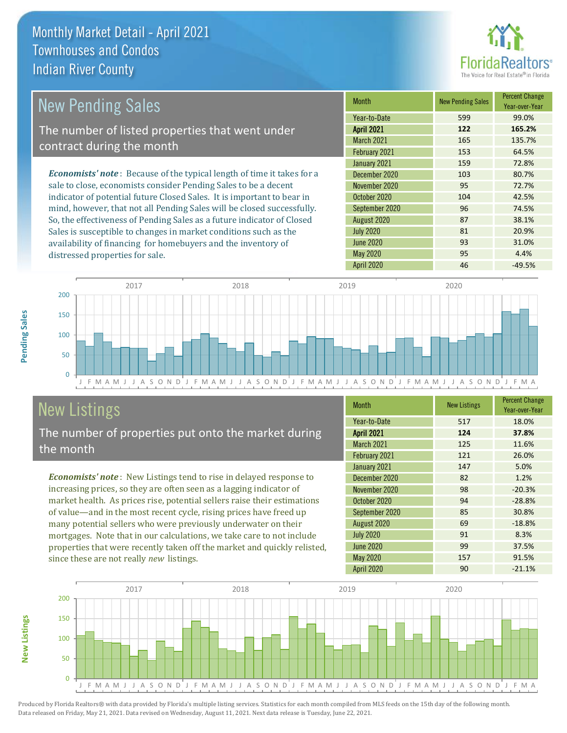# Monthly Market Detail - April 2021
## Townhouses and Condos
## Indian River County

## New Pending Sales

The number of listed properties that went under contract during the month

*Economists' note*: Because of the typical length of time it takes for a sale to close, economists consider Pending Sales to be a decent indicator of potential future Closed Sales. It is important to bear in mind, however, that not all Pending Sales will be closed successfully. So, the effectiveness of Pending Sales as a future indicator of Closed Sales is susceptible to changes in market conditions such as the availability of financing for homebuyers and the inventory of distressed properties for sale.

| Month | New Pending Sales | Percent Change Year-over-Year |
|---|---|---|
| Year-to-Date | 599 | 99.0% |
| **April 2021** | **122** | **165.2%** |
| March 2021 | 165 | 135.7% |
| February 2021 | 153 | 64.5% |
| January 2021 | 159 | 72.8% |
| December 2020 | 103 | 80.7% |
| November 2020 | 95 | 72.7% |
| October 2020 | 104 | 42.5% |
| September 2020 | 96 | 74.5% |
| August 2020 | 87 | 38.1% |
| July 2020 | 81 | 20.9% |
| June 2020 | 93 | 31.0% |
| May 2020 | 95 | 4.4% |
| April 2020 | 46 | -49.5% |

Pending Sales

2017 2018 2019 2020

200 150 100 50 0

J F M A M J J A S O N D J F M A M J J A S O N D J F M A M J J A S O N D J F M A M J J A S O N D J F M A

## New Listings

The number of properties put onto the market during the month

*Economists' note*: New Listings tend to rise in delayed response to increasing prices, so they are often seen as a lagging indicator of market health. As prices rise, potential sellers raise their estimations of value—and in the most recent cycle, rising prices have freed up many potential sellers who were previously underwater on their mortgages. Note that in our calculations, we take care to not include properties that were recently taken off the market and quickly relisted, since these are not really *new* listings.

| Month | New Listings | Percent Change Year-over-Year |
|---|---|---|
| Year-to-Date | 517 | 18.0% |
| **April 2021** | **124** | **37.8%** |
| March 2021 | 125 | 11.6% |
| February 2021 | 121 | 26.0% |
| January 2021 | 147 | 5.0% |
| December 2020 | 82 | 1.2% |
| November 2020 | 98 | -20.3% |
| October 2020 | 94 | -28.8% |
| September 2020 | 85 | 30.8% |
| August 2020 | 69 | -18.8% |
| July 2020 | 91 | 8.3% |
| June 2020 | 99 | 37.5% |
| May 2020 | 157 | 91.5% |
| April 2020 | 90 | -21.1% |

New Listings

2017 2018 2019 2020

200 150 100 50 0

J F M A M J J A S O N D J F M A M J J A S O N D J F M A M J J A S O N D J F M A M J J A S O N D J F M A

Produced by Florida Realtors® with data provided by Florida's multiple listing services. Statistics for each month compiled from MLS feeds on the 15th day of the following month. Data released on Friday, May 21, 2021. Data revised on Wednesday, August 11, 2021. Next data release is Tuesday, June 22, 2021.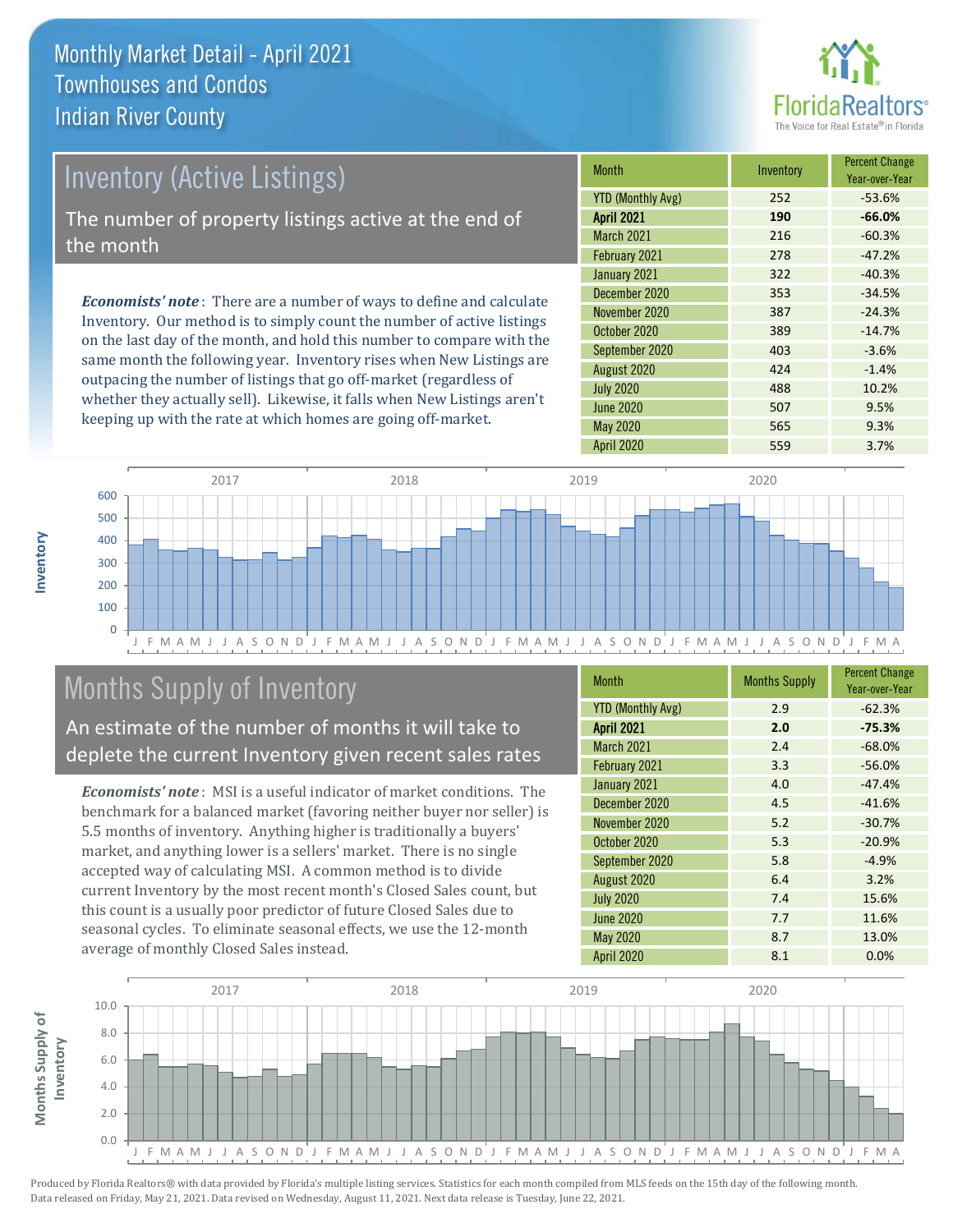# Monthly Market Detail - April 2021
## Townhouses and Condos
## Indian River County

## Inventory (Active Listings)

The number of property listings active at the end of the month

*Economists' note*: There are a number of ways to define and calculate Inventory. Our method is to simply count the number of active listings on the last day of the month, and hold this number to compare with the same month the following year. Inventory rises when New Listings are outpacing the number of listings that go off-market (regardless of whether they actually sell). Likewise, it falls when New Listings aren't keeping up with the rate at which homes are going off-market.

| Month | Inventory | Percent Change Year-over-Year |
|---|---|---|
| YTD (Monthly Avg) | 252 | -53.6% |
| **April 2021** | **190** | **-66.0%** |
| March 2021 | 216 | -60.3% |
| February 2021 | 278 | -47.2% |
| January 2021 | 322 | -40.3% |
| December 2020 | 353 | -34.5% |
| November 2020 | 387 | -24.3% |
| October 2020 | 389 | -14.7% |
| September 2020 | 403 | -3.6% |
| August 2020 | 424 | -1.4% |
| July 2020 | 488 | 10.2% |
| June 2020 | 507 | 9.5% |
| May 2020 | 565 | 9.3% |
| April 2020 | 559 | 3.7% |

Inventory

2017 2018 2019 2020

0 100 200 300 400 500 600

J F M A M J J A S O N D J F M A M J J A S O N D J F M A M J J A S O N D J F M A M J J A S O N D J F M A

## Months Supply of Inventory

An estimate of the number of months it will take to deplete the current Inventory given recent sales rates

*Economists' note*: MSI is a useful indicator of market conditions. The benchmark for a balanced market (favoring neither buyer nor seller) is 5.5 months of inventory. Anything higher is traditionally a buyers' market, and anything lower is a sellers' market. There is no single accepted way of calculating MSI. A common method is to divide current Inventory by the most recent month's Closed Sales count, but this count is a usually poor predictor of future Closed Sales due to seasonal cycles. To eliminate seasonal effects, we use the 12-month average of monthly Closed Sales instead.

| Month | Months Supply | Percent Change Year-over-Year |
|---|---|---|
| YTD (Monthly Avg) | 2.9 | -62.3% |
| **April 2021** | **2.0** | **-75.3%** |
| March 2021 | 2.4 | -68.0% |
| February 2021 | 3.3 | -56.0% |
| January 2021 | 4.0 | -47.4% |
| December 2020 | 4.5 | -41.6% |
| November 2020 | 5.2 | -30.7% |
| October 2020 | 5.3 | -20.9% |
| September 2020 | 5.8 | -4.9% |
| August 2020 | 6.4 | 3.2% |
| July 2020 | 7.4 | 15.6% |
| June 2020 | 7.7 | 11.6% |
| May 2020 | 8.7 | 13.0% |
| April 2020 | 8.1 | 0.0% |

Months Supply of Inventory

2017 2018 2019 2020

0.0 2.0 4.0 6.0 8.0 10.0

J F M A M J J A S O N D J F M A M J J A S O N D J F M A M J J A S O N D J F M A M J J A S O N D J F M A

Produced by Florida Realtors® with data provided by Florida's multiple listing services. Statistics for each month compiled from MLS feeds on the 15th day of the following month. Data released on Friday, May 21, 2021. Data revised on Wednesday, August 11, 2021. Next data release is Tuesday, June 22, 2021.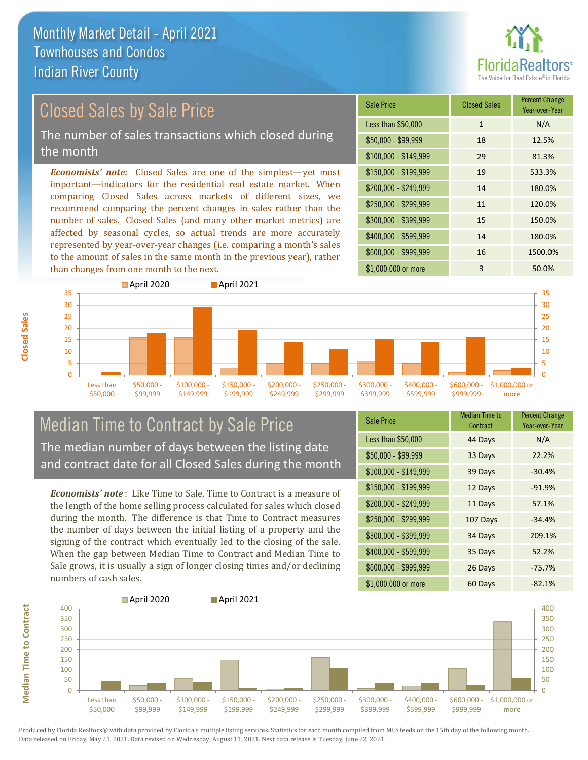# Monthly Market Detail - April 2021
## Townhouses and Condos
## Indian River County

FloridaRealtors®
The Voice for Real Estate® in Florida

## Closed Sales by Sale Price

The number of sales transactions which closed during the month

*Economists' note:* Closed Sales are one of the simplest—yet most important—indicators for the residential real estate market. When comparing Closed Sales across markets of different sizes, we recommend comparing the percent changes in sales rather than the number of sales. Closed Sales (and many other market metrics) are affected by seasonal cycles, so actual trends are more accurately represented by year-over-year changes (i.e. comparing a month's sales to the amount of sales in the same month in the previous year), rather than changes from one month to the next.

| Sale Price | Closed Sales | Percent Change Year-over-Year |
|---|---|---|
| Less than $50,000 | 1 | N/A |
| $50,000 - $99,999 | 18 | 12.5% |
| $100,000 - $149,999 | 29 | 81.3% |
| $150,000 - $199,999 | 19 | 533.3% |
| $200,000 - $249,999 | 14 | 180.0% |
| $250,000 - $299,999 | 11 | 120.0% |
| $300,000 - $399,999 | 15 | 150.0% |
| $400,000 - $599,999 | 14 | 180.0% |
| $600,000 - $999,999 | 16 | 1500.0% |
| $1,000,000 or more | 3 | 50.0% |

April 2020
April 2021

Closed Sales

0
5
10
15
20
25
30
35

Less than $50,000
$50,000 - $99,999
$100,000 - $149,999
$150,000 - $199,999
$200,000 - $249,999
$250,000 - $299,999
$300,000 - $399,999
$400,000 - $599,999
$600,000 - $999,999
$1,000,000 or more

## Median Time to Contract by Sale Price

The median number of days between the listing date and contract date for all Closed Sales during the month

*Economists' note*: Like Time to Sale, Time to Contract is a measure of the length of the home selling process calculated for sales which closed during the month. The difference is that Time to Contract measures the number of days between the initial listing of a property and the signing of the contract which eventually led to the closing of the sale. When the gap between Median Time to Contract and Median Time to Sale grows, it is usually a sign of longer closing times and/or declining numbers of cash sales.

| Sale Price | Median Time to Contract | Percent Change Year-over-Year |
|---|---|---|
| Less than $50,000 | 44 Days | N/A |
| $50,000 - $99,999 | 33 Days | 22.2% |
| $100,000 - $149,999 | 39 Days | -30.4% |
| $150,000 - $199,999 | 12 Days | -91.9% |
| $200,000 - $249,999 | 11 Days | 57.1% |
| $250,000 - $299,999 | 107 Days | -34.4% |
| $300,000 - $399,999 | 34 Days | 209.1% |
| $400,000 - $599,999 | 35 Days | 52.2% |
| $600,000 - $999,999 | 26 Days | -75.7% |
| $1,000,000 or more | 60 Days | -82.1% |

April 2020
April 2021

Median Time to Contract

0
50
100
150
200
250
300
350
400

Less than $50,000
$50,000 - $99,999
$100,000 - $149,999
$150,000 - $199,999
$200,000 - $249,999
$250,000 - $299,999
$300,000 - $399,999
$400,000 - $599,999
$600,000 - $999,999
$1,000,000 or more

Produced by Florida Realtors® with data provided by Florida's multiple listing services. Statistics for each month compiled from MLS feeds on the 15th day of the following month. Data released on Friday, May 21, 2021. Data revised on Wednesday, August 11, 2021. Next data release is Tuesday, June 22, 2021.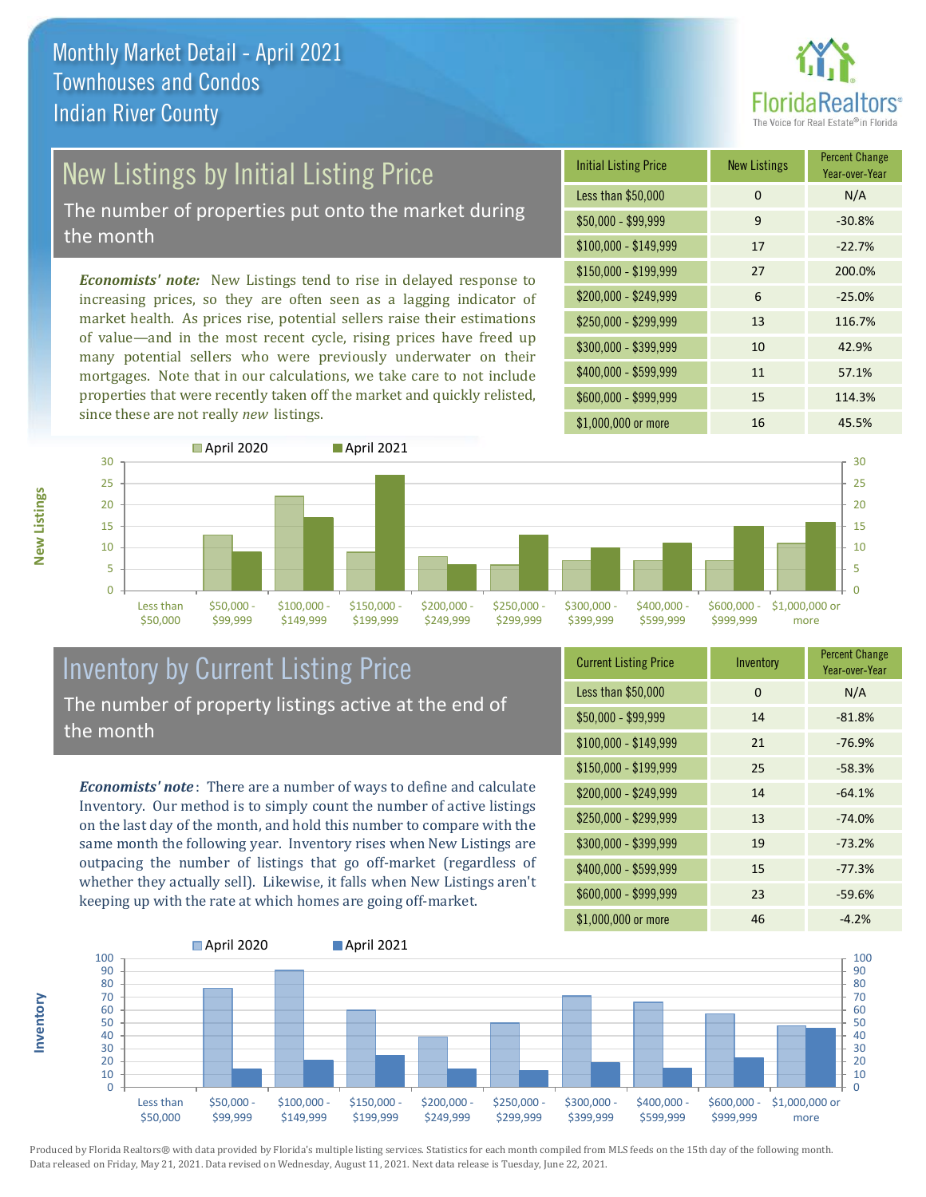Monthly Market Detail - April 2021
Townhouses and Condos
Indian River County

## New Listings by Initial Listing Price

The number of properties put onto the market during the month

*Economists' note:* New Listings tend to rise in delayed response to increasing prices, so they are often seen as a lagging indicator of market health. As prices rise, potential sellers raise their estimations of value—and in the most recent cycle, rising prices have freed up many potential sellers who were previously underwater on their mortgages. Note that in our calculations, we take care to not include properties that were recently taken off the market and quickly relisted, since these are not really *new* listings.

| Initial Listing Price | New Listings | Percent Change Year-over-Year |
|---|---|---|
| Less than $50,000 | 0 | N/A |
| $50,000 - $99,999 | 9 | -30.8% |
| $100,000 - $149,999 | 17 | -22.7% |
| $150,000 - $199,999 | 27 | 200.0% |
| $200,000 - $249,999 | 6 | -25.0% |
| $250,000 - $299,999 | 13 | 116.7% |
| $300,000 - $399,999 | 10 | 42.9% |
| $400,000 - $599,999 | 11 | 57.1% |
| $600,000 - $999,999 | 15 | 114.3% |
| $1,000,000 or more | 16 | 45.5% |

April 2020 April 2021

New Listings

0 5 10 15 20 25 30

Less than $50,000 | $50,000 - $99,999 | $100,000 - $149,999 | $150,000 - $199,999 | $200,000 - $249,999 | $250,000 - $299,999 | $300,000 - $399,999 | $400,000 - $599,999 | $600,000 - $999,999 | $1,000,000 or more

## Inventory by Current Listing Price

The number of property listings active at the end of the month

***Economists' note***: There are a number of ways to define and calculate Inventory. Our method is to simply count the number of active listings on the last day of the month, and hold this number to compare with the same month the following year. Inventory rises when New Listings are outpacing the number of listings that go off-market (regardless of whether they actually sell). Likewise, it falls when New Listings aren't keeping up with the rate at which homes are going off-market.

| Current Listing Price | Inventory | Percent Change Year-over-Year |
|---|---|---|
| Less than $50,000 | 0 | N/A |
| $50,000 - $99,999 | 14 | -81.8% |
| $100,000 - $149,999 | 21 | -76.9% |
| $150,000 - $199,999 | 25 | -58.3% |
| $200,000 - $249,999 | 14 | -64.1% |
| $250,000 - $299,999 | 13 | -74.0% |
| $300,000 - $399,999 | 19 | -73.2% |
| $400,000 - $599,999 | 15 | -77.3% |
| $600,000 - $999,999 | 23 | -59.6% |
| $1,000,000 or more | 46 | -4.2% |

April 2020 April 2021

Inventory

0 10 20 30 40 50 60 70 80 90 100

Less than $50,000 | $50,000 - $99,999 | $100,000 - $149,999 | $150,000 - $199,999 | $200,000 - $249,999 | $250,000 - $299,999 | $300,000 - $399,999 | $400,000 - $599,999 | $600,000 - $999,999 | $1,000,000 or more

Produced by Florida Realtors® with data provided by Florida's multiple listing services. Statistics for each month compiled from MLS feeds on the 15th day of the following month. Data released on Friday, May 21, 2021. Data revised on Wednesday, August 11, 2021. Next data release is Tuesday, June 22, 2021.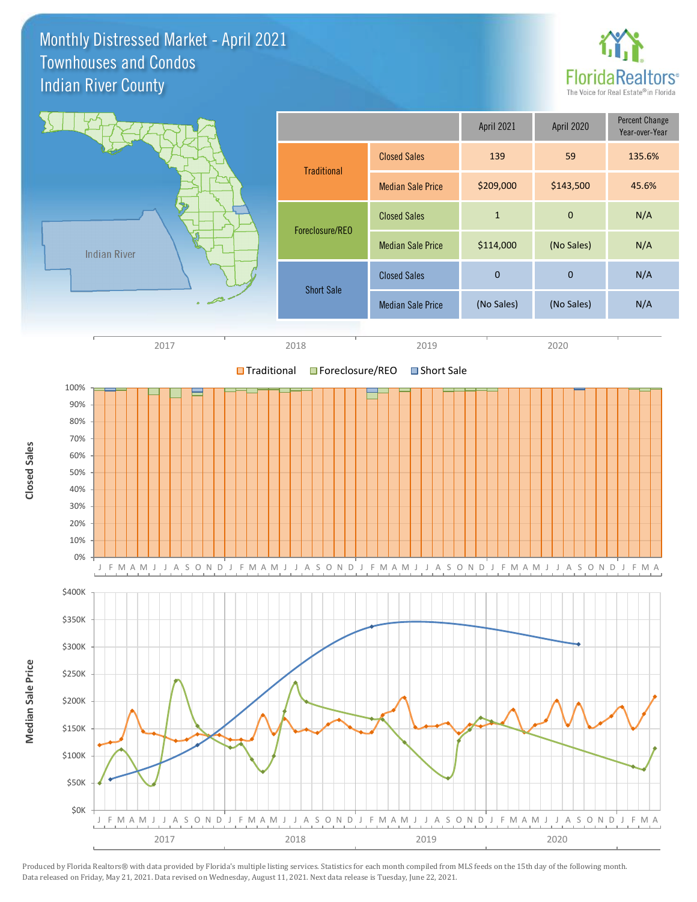# Monthly Distressed Market - April 2021
## Townhouses and Condos
## Indian River County

FloridaRealtors®
The Voice for Real Estate® in Florida

Indian River

| | | April 2021 | April 2020 | Percent Change Year-over-Year |
|---|---|---|---|---|
| Traditional | Closed Sales | 139 | 59 | 135.6% |
| | Median Sale Price | $209,000 | $143,500 | 45.6% |
| Foreclosure/REO | Closed Sales | 1 | 0 | N/A |
| | Median Sale Price | $114,000 | (No Sales) | N/A |
| Short Sale | Closed Sales | 0 | 0 | N/A |
| | Median Sale Price | (No Sales) | (No Sales) | N/A |

2017 2018 2019 2020

Traditional Foreclosure/REO Short Sale

Closed Sales

100% 90% 80% 70% 60% 50% 40% 30% 20% 10% 0%

J F M A M J J A S O N D J F M A M J J A S O N D J F M A M J J A S O N D J F M A M J J A S O N D J F M A

Median Sale Price

$400K $350K $300K $250K $200K $150K $100K $50K $0K

J F M A M J J A S O N D J F M A M J J A S O N D J F M A M J J A S O N D J F M A M J J A S O N D J F M A

2017 2018 2019 2020

Produced by Florida Realtors® with data provided by Florida's multiple listing services. Statistics for each month compiled from MLS feeds on the 15th day of the following month.
Data released on Friday, May 21, 2021. Data revised on Wednesday, August 11, 2021. Next data release is Tuesday, June 22, 2021.